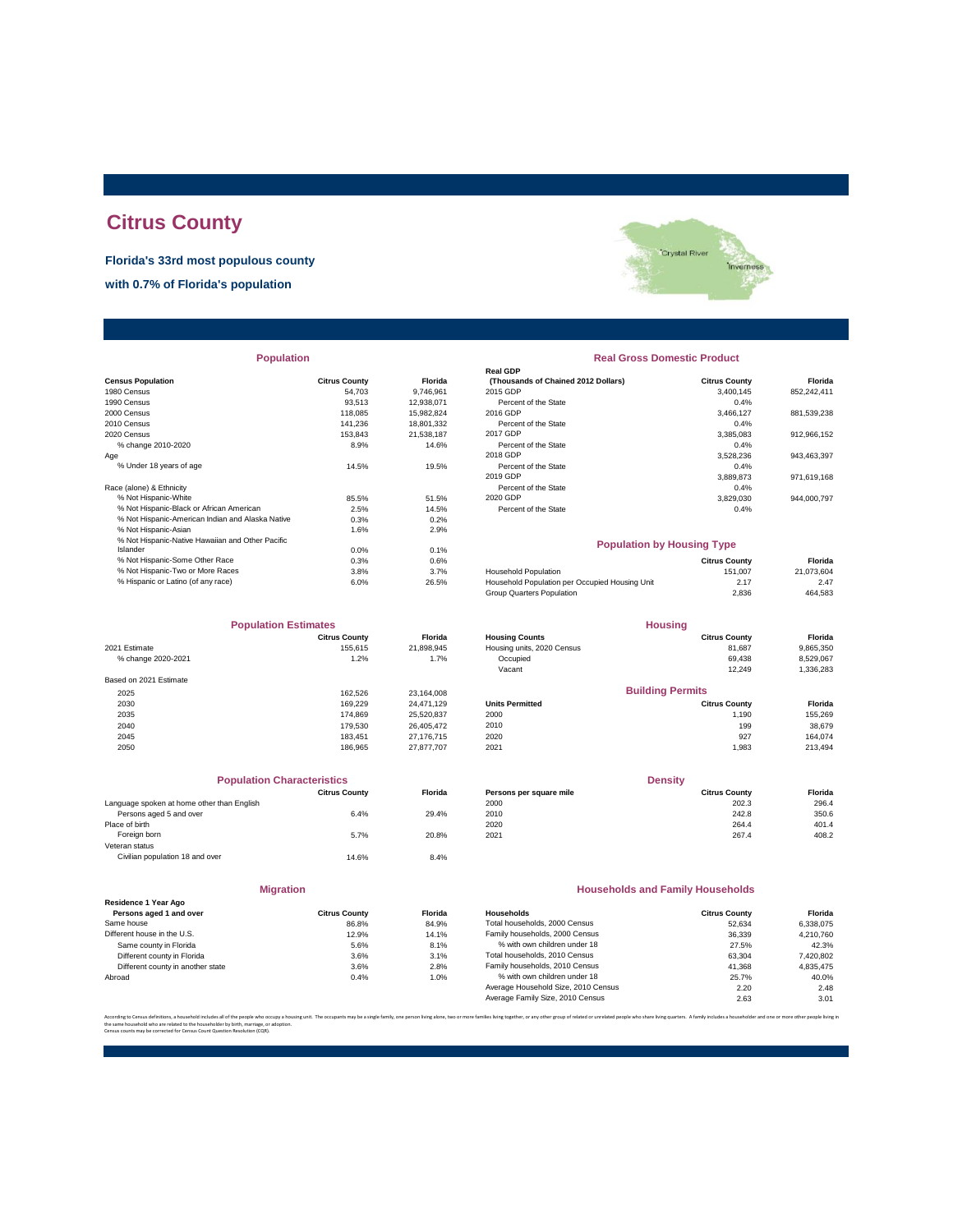# Citrus County

**Florida's 33rd most populous county**

**with 0.7% of Florida's population**

Crystal River

Inverness

## Population

| Census Population | Citrus County | Florida |
|---|---|---|
| 1980 Census | 54,703 | 9,746,961 |
| 1990 Census | 93,513 | 12,938,071 |
| 2000 Census | 118,085 | 15,982,824 |
| 2010 Census | 141,236 | 18,801,332 |
| 2020 Census | 153,843 | 21,538,187 |
| % change 2010-2020 | 8.9% | 14.6% |
| Age | | |
| % Under 18 years of age | 14.5% | 19.5% |
| Race (alone) & Ethnicity | | |
| % Not Hispanic-White | 85.5% | 51.5% |
| % Not Hispanic-Black or African American | 2.5% | 14.5% |
| % Not Hispanic-American Indian and Alaska Native | 0.3% | 0.2% |
| % Not Hispanic-Asian | 1.6% | 2.9% |
| % Not Hispanic-Native Hawaiian and Other Pacific Islander | 0.0% | 0.1% |
| % Not Hispanic-Some Other Race | 0.3% | 0.6% |
| % Not Hispanic-Two or More Races | 3.8% | 3.7% |
| % Hispanic or Latino (of any race) | 6.0% | 26.5% |

## Real Gross Domestic Product

| Real GDP (Thousands of Chained 2012 Dollars) | Citrus County | Florida |
|---|---|---|
| 2015 GDP | 3,400,145 | 852,242,411 |
| Percent of the State | 0.4% | |
| 2016 GDP | 3,466,127 | 881,539,238 |
| Percent of the State | 0.4% | |
| 2017 GDP | 3,385,083 | 912,966,152 |
| Percent of the State | 0.4% | |
| 2018 GDP | 3,528,236 | 943,463,397 |
| Percent of the State | 0.4% | |
| 2019 GDP | 3,889,873 | 971,619,168 |
| Percent of the State | 0.4% | |
| 2020 GDP | 3,829,030 | 944,000,797 |
| Percent of the State | 0.4% | |

## Population by Housing Type

| | Citrus County | Florida |
|---|---|---|
| Household Population | 151,007 | 21,073,604 |
| Household Population per Occupied Housing Unit | 2.17 | 2.47 |
| Group Quarters Population | 2,836 | 464,583 |

## Population Estimates

| | Citrus County | Florida |
|---|---|---|
| 2021 Estimate | 155,615 | 21,898,945 |
| % change 2020-2021 | 1.2% | 1.7% |
| Based on 2021 Estimate | | |
| 2025 | 162,526 | 23,164,008 |
| 2030 | 169,229 | 24,471,129 |
| 2035 | 174,869 | 25,520,837 |
| 2040 | 179,530 | 26,405,472 |
| 2045 | 183,451 | 27,176,715 |
| 2050 | 186,965 | 27,877,707 |

## Housing

| Housing Counts | Citrus County | Florida |
|---|---|---|
| Housing units, 2020 Census | 81,687 | 9,865,350 |
| Occupied | 69,438 | 8,529,067 |
| Vacant | 12,249 | 1,336,283 |

## Building Permits

| Units Permitted | Citrus County | Florida |
|---|---|---|
| 2000 | 1,190 | 155,269 |
| 2010 | 199 | 38,679 |
| 2020 | 927 | 164,074 |
| 2021 | 1,983 | 213,494 |

## Population Characteristics

| | Citrus County | Florida |
|---|---|---|
| Language spoken at home other than English | | |
| Persons aged 5 and over | 6.4% | 29.4% |
| Place of birth | | |
| Foreign born | 5.7% | 20.8% |
| Veteran status | | |
| Civilian population 18 and over | 14.6% | 8.4% |

## Density

| Persons per square mile | Citrus County | Florida |
|---|---|---|
| 2000 | 202.3 | 296.4 |
| 2010 | 242.8 | 350.6 |
| 2020 | 264.4 | 401.4 |
| 2021 | 267.4 | 408.2 |

## Migration

| Residence 1 Year Ago Persons aged 1 and over | Citrus County | Florida |
|---|---|---|
| Same house | 86.8% | 84.9% |
| Different house in the U.S. | 12.9% | 14.1% |
| Same county in Florida | 5.6% | 8.1% |
| Different county in Florida | 3.6% | 3.1% |
| Different county in another state | 3.6% | 2.8% |
| Abroad | 0.4% | 1.0% |

## Households and Family Households

| Households | Citrus County | Florida |
|---|---|---|
| Total households, 2000 Census | 52,634 | 6,338,075 |
| Family households, 2000 Census | 36,339 | 4,210,760 |
| % with own children under 18 | 27.5% | 42.3% |
| Total households, 2010 Census | 63,304 | 7,420,802 |
| Family households, 2010 Census | 41,368 | 4,835,475 |
| % with own children under 18 | 25.7% | 40.0% |
| Average Household Size, 2010 Census | 2.20 | 2.48 |
| Average Family Size, 2010 Census | 2.63 | 3.01 |

According to Census definitions, a household includes all of the people who occupy a housing unit. The occupants may be a single family, one person living alone, two or more families living together, or any other group of related or unrelated people who share living quarters. A family includes a householder and one or more other people living in the same household who are related to the householder by birth, marriage, or adoption.
Census counts may be corrected for Census Count Question Resolution (CQR).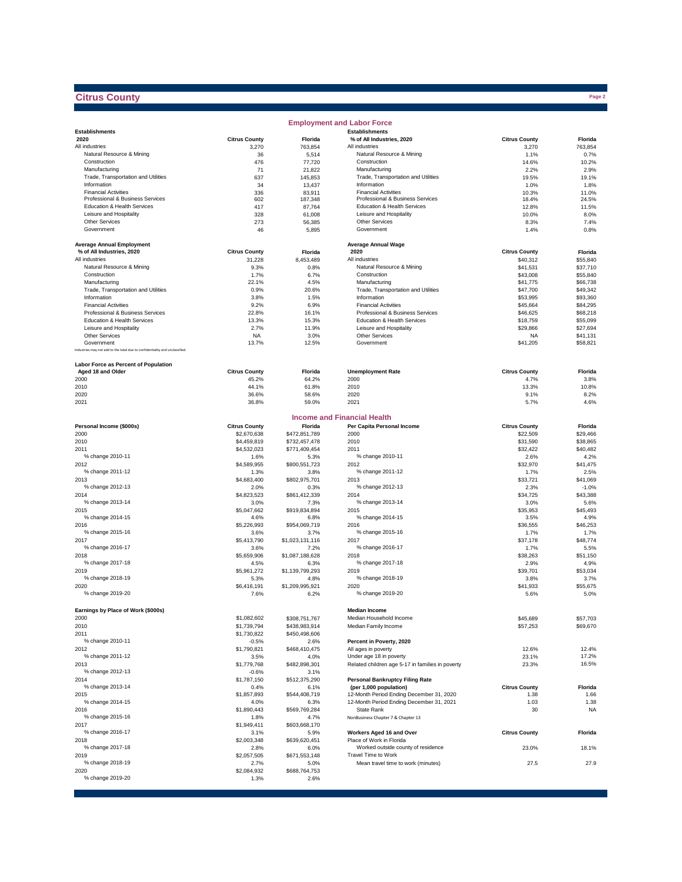# Citrus County

## Employment and Labor Force

| Establishments 2020 | Citrus County | Florida |
|---|---|---|
| All industries | 3,270 | 763,854 |
| Natural Resource & Mining | 36 | 5,514 |
| Construction | 476 | 77,720 |
| Manufacturing | 71 | 21,822 |
| Trade, Transportation and Utilities | 637 | 145,853 |
| Information | 34 | 13,437 |
| Financial Activities | 336 | 83,911 |
| Professional & Business Services | 602 | 187,348 |
| Education & Health Services | 417 | 87,764 |
| Leisure and Hospitality | 328 | 61,008 |
| Other Services | 273 | 56,385 |
| Government | 46 | 5,895 |

| Establishments % of All Industries, 2020 | Citrus County | Florida |
|---|---|---|
| All industries | 3,270 | 763,854 |
| Natural Resource & Mining | 1.1% | 0.7% |
| Construction | 14.6% | 10.2% |
| Manufacturing | 2.2% | 2.9% |
| Trade, Transportation and Utilities | 19.5% | 19.1% |
| Information | 1.0% | 1.8% |
| Financial Activities | 10.3% | 11.0% |
| Professional & Business Services | 18.4% | 24.5% |
| Education & Health Services | 12.8% | 11.5% |
| Leisure and Hospitality | 10.0% | 8.0% |
| Other Services | 8.3% | 7.4% |
| Government | 1.4% | 0.8% |

| Average Annual Employment % of All Industries, 2020 | Citrus County | Florida |
|---|---|---|
| All industries | 31,228 | 8,453,489 |
| Natural Resource & Mining | 9.3% | 0.8% |
| Construction | 1.7% | 6.7% |
| Manufacturing | 22.1% | 4.5% |
| Trade, Transportation and Utilities | 0.9% | 20.6% |
| Information | 3.8% | 1.5% |
| Financial Activities | 9.2% | 6.9% |
| Professional & Business Services | 22.8% | 16.1% |
| Education & Health Services | 13.3% | 15.3% |
| Leisure and Hospitality | 2.7% | 11.9% |
| Other Services | NA | 3.0% |
| Government | 13.7% | 12.5% |

Industries may not add to the total due to confidentiality and unclassified.

| Average Annual Wage 2020 | Citrus County | Florida |
|---|---|---|
| All industries | $40,312 | $55,840 |
| Natural Resource & Mining | $41,531 | $37,710 |
| Construction | $43,008 | $55,840 |
| Manufacturing | $41,775 | $66,738 |
| Trade, Transportation and Utilities | $47,700 | $49,342 |
| Information | $53,995 | $93,360 |
| Financial Activities | $45,664 | $84,295 |
| Professional & Business Services | $46,625 | $68,218 |
| Education & Health Services | $18,759 | $55,099 |
| Leisure and Hospitality | $29,866 | $27,694 |
| Other Services | NA | $41,131 |
| Government | $41,205 | $58,821 |

| Labor Force as Percent of Population Aged 18 and Older | Citrus County | Florida |
|---|---|---|
| 2000 | 45.2% | 64.2% |
| 2010 | 44.1% | 61.8% |
| 2020 | 36.6% | 58.6% |
| 2021 | 36.8% | 59.0% |

| Unemployment Rate | Citrus County | Florida |
|---|---|---|
| 2000 | 4.7% | 3.8% |
| 2010 | 13.3% | 10.8% |
| 2020 | 9.1% | 8.2% |
| 2021 | 5.7% | 4.6% |

## Income and Financial Health

| Personal Income ($000s) | Citrus County | Florida |
|---|---|---|
| 2000 | $2,670,638 | $472,851,789 |
| 2010 | $4,459,819 | $732,457,478 |
| 2011 | $4,532,023 | $771,409,454 |
| % change 2010-11 | 1.6% | 5.3% |
| 2012 | $4,589,955 | $800,551,723 |
| % change 2011-12 | 1.3% | 3.8% |
| 2013 | $4,683,400 | $802,975,701 |
| % change 2012-13 | 2.0% | 0.3% |
| 2014 | $4,823,523 | $861,412,339 |
| % change 2013-14 | 3.0% | 7.3% |
| 2015 | $5,047,662 | $919,834,894 |
| % change 2014-15 | 4.6% | 6.8% |
| 2016 | $5,226,993 | $954,069,719 |
| % change 2015-16 | 3.6% | 3.7% |
| 2017 | $5,413,790 | $1,023,131,116 |
| % change 2016-17 | 3.6% | 7.2% |
| 2018 | $5,659,906 | $1,087,188,628 |
| % change 2017-18 | 4.5% | 6.3% |
| 2019 | $5,961,272 | $1,139,799,293 |
| % change 2018-19 | 5.3% | 4.8% |
| 2020 | $6,416,191 | $1,209,995,921 |
| % change 2019-20 | 7.6% | 6.2% |

| Per Capita Personal Income | Citrus County | Florida |
|---|---|---|
| 2000 | $22,509 | $29,466 |
| 2010 | $31,590 | $38,865 |
| 2011 | $32,422 | $40,482 |
| % change 2010-11 | 2.6% | 4.2% |
| 2012 | $32,970 | $41,475 |
| % change 2011-12 | 1.7% | 2.5% |
| 2013 | $33,721 | $41,069 |
| % change 2012-13 | 2.3% | -1.0% |
| 2014 | $34,725 | $43,388 |
| % change 2013-14 | 3.0% | 5.6% |
| 2015 | $35,953 | $45,493 |
| % change 2014-15 | 3.5% | 4.9% |
| 2016 | $36,555 | $46,253 |
| % change 2015-16 | 1.7% | 1.7% |
| 2017 | $37,178 | $48,774 |
| % change 2016-17 | 1.7% | 5.5% |
| 2018 | $38,263 | $51,150 |
| % change 2017-18 | 2.9% | 4.9% |
| 2019 | $39,701 | $53,034 |
| % change 2018-19 | 3.8% | 3.7% |
| 2020 | $41,933 | $55,675 |
| % change 2019-20 | 5.6% | 5.0% |

| Earnings by Place of Work ($000s) | Citrus County | Florida |
|---|---|---|
| 2000 | $1,082,602 | $308,751,767 |
| 2010 | $1,739,794 | $438,983,914 |
| 2011 | $1,730,822 | $450,498,606 |
| % change 2010-11 | -0.5% | 2.6% |
| 2012 | $1,790,821 | $468,410,475 |
| % change 2011-12 | 3.5% | 4.0% |
| 2013 | $1,779,768 | $482,898,301 |
| % change 2012-13 | -0.6% | 3.1% |
| 2014 | $1,787,150 | $512,375,290 |
| % change 2013-14 | 0.4% | 6.1% |
| 2015 | $1,857,893 | $544,408,719 |
| % change 2014-15 | 4.0% | 6.3% |
| 2016 | $1,890,443 | $569,769,284 |
| % change 2015-16 | 1.8% | 4.7% |
| 2017 | $1,949,411 | $603,668,170 |
| % change 2016-17 | 3.1% | 5.9% |
| 2018 | $2,003,348 | $639,620,451 |
| % change 2017-18 | 2.8% | 6.0% |
| 2019 | $2,057,505 | $671,553,148 |
| % change 2018-19 | 2.7% | 5.0% |
| 2020 | $2,084,932 | $688,764,753 |
| % change 2019-20 | 1.3% | 2.6% |

| Median Income | Citrus County | Florida |
|---|---|---|
| Median Household Income | $45,689 | $57,703 |
| Median Family Income | $57,253 | $69,670 |

| Percent in Poverty, 2020 | Citrus County | Florida |
|---|---|---|
| All ages in poverty | 12.6% | 12.4% |
| Under age 18 in poverty | 23.1% | 17.2% |
| Related children age 5-17 in families in poverty | 23.3% | 16.5% |

| Personal Bankruptcy Filing Rate (per 1,000 population) | Citrus County | Florida |
|---|---|---|
| 12-Month Period Ending December 31, 2020 | 1.38 | 1.66 |
| 12-Month Period Ending December 31, 2021 | 1.03 | 1.38 |
| State Rank | 30 | NA |

NonBusiness Chapter 7 & Chapter 13

| Workers Aged 16 and Over | Citrus County | Florida |
|---|---|---|
| Place of Work in Florida | | |
| Worked outside county of residence | 23.0% | 18.1% |
| Travel Time to Work | | |
| Mean travel time to work (minutes) | 27.5 | 27.9 |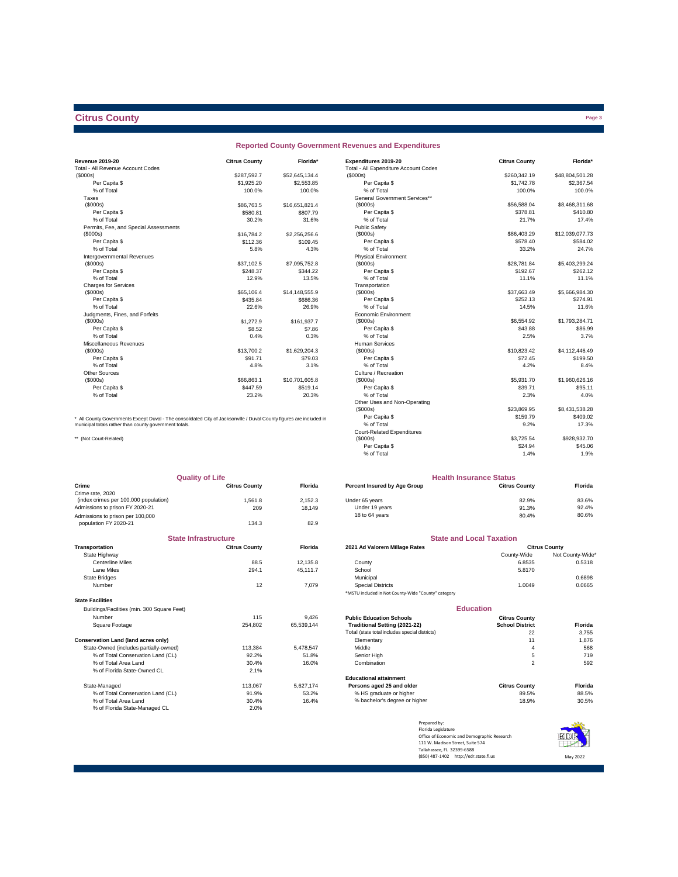# Citrus County

## Reported County Government Revenues and Expenditures

| Revenue 2019-20 | Citrus County | Florida* |
|---|---|---|
| Total - All Revenue Account Codes | | |
| ($000s) | $287,592.7 | $52,645,134.4 |
| Per Capita $ | $1,925.20 | $2,553.85 |
| % of Total | 100.0% | 100.0% |
| Taxes | | |
| ($000s) | $86,763.5 | $16,651,821.4 |
| Per Capita $ | $580.81 | $807.79 |
| % of Total | 30.2% | 31.6% |
| Permits, Fee, and Special Assessments | | |
| ($000s) | $16,784.2 | $2,256,256.6 |
| Per Capita $ | $112.36 | $109.45 |
| % of Total | 5.8% | 4.3% |
| Intergovernmental Revenues | | |
| ($000s) | $37,102.5 | $7,095,752.8 |
| Per Capita $ | $248.37 | $344.22 |
| % of Total | 12.9% | 13.5% |
| Charges for Services | | |
| ($000s) | $65,106.4 | $14,148,555.9 |
| Per Capita $ | $435.84 | $686.36 |
| % of Total | 22.6% | 26.9% |
| Judgments, Fines, and Forfeits | | |
| ($000s) | $1,272.9 | $161,937.7 |
| Per Capita $ | $8.52 | $7.86 |
| % of Total | 0.4% | 0.3% |
| Miscellaneous Revenues | | |
| ($000s) | $13,700.2 | $1,629,204.3 |
| Per Capita $ | $91.71 | $79.03 |
| % of Total | 4.8% | 3.1% |
| Other Sources | | |
| ($000s) | $66,863.1 | $10,701,605.8 |
| Per Capita $ | $447.59 | $519.14 |
| % of Total | 23.2% | 20.3% |

\* All County Governments Except Duval - The consolidated City of Jacksonville / Duval County figures are included in municipal totals rather than county government totals.

** (Not Court-Related)

| Expenditures 2019-20 | Citrus County | Florida* |
|---|---|---|
| Total - All Expenditure Account Codes | | |
| ($000s) | $260,342.19 | $48,804,501.28 |
| Per Capita $ | $1,742.78 | $2,367.54 |
| % of Total | 100.0% | 100.0% |
| General Government Services** | | |
| ($000s) | $56,588.04 | $8,468,311.68 |
| Per Capita $ | $378.81 | $410.80 |
| % of Total | 21.7% | 17.4% |
| Public Safety | | |
| ($000s) | $86,403.29 | $12,039,077.73 |
| Per Capita $ | $578.40 | $584.02 |
| % of Total | 33.2% | 24.7% |
| Physical Environment | | |
| ($000s) | $28,781.84 | $5,403,299.24 |
| Per Capita $ | $192.67 | $262.12 |
| % of Total | 11.1% | 11.1% |
| Transportation | | |
| ($000s) | $37,663.49 | $5,666,984.30 |
| Per Capita $ | $252.13 | $274.91 |
| % of Total | 14.5% | 11.6% |
| Economic Environment | | |
| ($000s) | $6,554.92 | $1,793,284.71 |
| Per Capita $ | $43.88 | $86.99 |
| % of Total | 2.5% | 3.7% |
| Human Services | | |
| ($000s) | $10,823.42 | $4,112,446.49 |
| Per Capita $ | $72.45 | $199.50 |
| % of Total | 4.2% | 8.4% |
| Culture / Recreation | | |
| ($000s) | $5,931.70 | $1,960,626.16 |
| Per Capita $ | $39.71 | $95.11 |
| % of Total | 2.3% | 4.0% |
| Other Uses and Non-Operating | | |
| ($000s) | $23,869.95 | $8,431,538.28 |
| Per Capita $ | $159.79 | $409.02 |
| % of Total | 9.2% | 17.3% |
| Court-Related Expenditures | | |
| ($000s) | $3,725.54 | $928,932.70 |
| Per Capita $ | $24.94 | $45.06 |
| % of Total | 1.4% | 1.9% |

## Quality of Life

| Crime | Citrus County | Florida |
|---|---|---|
| Crime rate, 2020 (index crimes per 100,000 population) | 1,561.8 | 2,152.3 |
| Admissions to prison FY 2020-21 | 209 | 18,149 |
| Admissions to prison per 100,000 population FY 2020-21 | 134.3 | 82.9 |

## Health Insurance Status

| Percent Insured by Age Group | Citrus County | Florida |
|---|---|---|
| Under 65 years | 82.9% | 83.6% |
| Under 19 years | 91.3% | 92.4% |
| 18 to 64 years | 80.4% | 80.6% |

## State Infrastructure

| Transportation | Citrus County | Florida |
|---|---|---|
| State Highway | | |
| Centerline Miles | 88.5 | 12,135.8 |
| Lane Miles | 294.1 | 45,111.7 |
| State Bridges | | |
| Number | 12 | 7,079 |
| **State Facilities** | | |
| Buildings/Facilities (min. 300 Square Feet) | | |
| Number | 115 | 9,426 |
| Square Footage | 254,802 | 65,539,144 |
| **Conservation Land (land acres only)** | | |
| State-Owned (includes partially-owned) | 113,384 | 5,478,547 |
| % of Total Conservation Land (CL) | 92.2% | 51.8% |
| % of Total Area Land | 30.4% | 16.0% |
| % of Florida State-Owned CL | 2.1% | |
| State-Managed | 113,067 | 5,627,174 |
| % of Total Conservation Land (CL) | 91.9% | 53.2% |
| % of Total Area Land | 30.4% | 16.4% |
| % of Florida State-Managed CL | 2.0% | |

## State and Local Taxation

| 2021 Ad Valorem Millage Rates | Citrus County | |
|---|---|---|
| | County-Wide | Not County-Wide* |
| County | 6.8535 | 0.5318 |
| School | 5.8170 | |
| Municipal | | 0.6898 |
| Special Districts | 1.0049 | 0.0665 |

*MSTU included in Not County-Wide "County" category

## Education

| Public Education Schools Traditional Setting (2021-22) | Citrus County School District | Florida |
|---|---|---|
| Total (state total includes special districts) | 22 | 3,755 |
| Elementary | 11 | 1,876 |
| Middle | 4 | 568 |
| Senior High | 5 | 719 |
| Combination | 2 | 592 |

**Educational attainment**

| Persons aged 25 and older | Citrus County | Florida |
|---|---|---|
| % HS graduate or higher | 89.5% | 88.5% |
| % bachelor's degree or higher | 18.9% | 30.5% |

Prepared by:
Florida Legislature
Office of Economic and Demographic Research
111 W. Madison Street, Suite 574
Tallahassee, FL 32399-6588
(850) 487-1402 http://edr.state.fl.us

May 2022